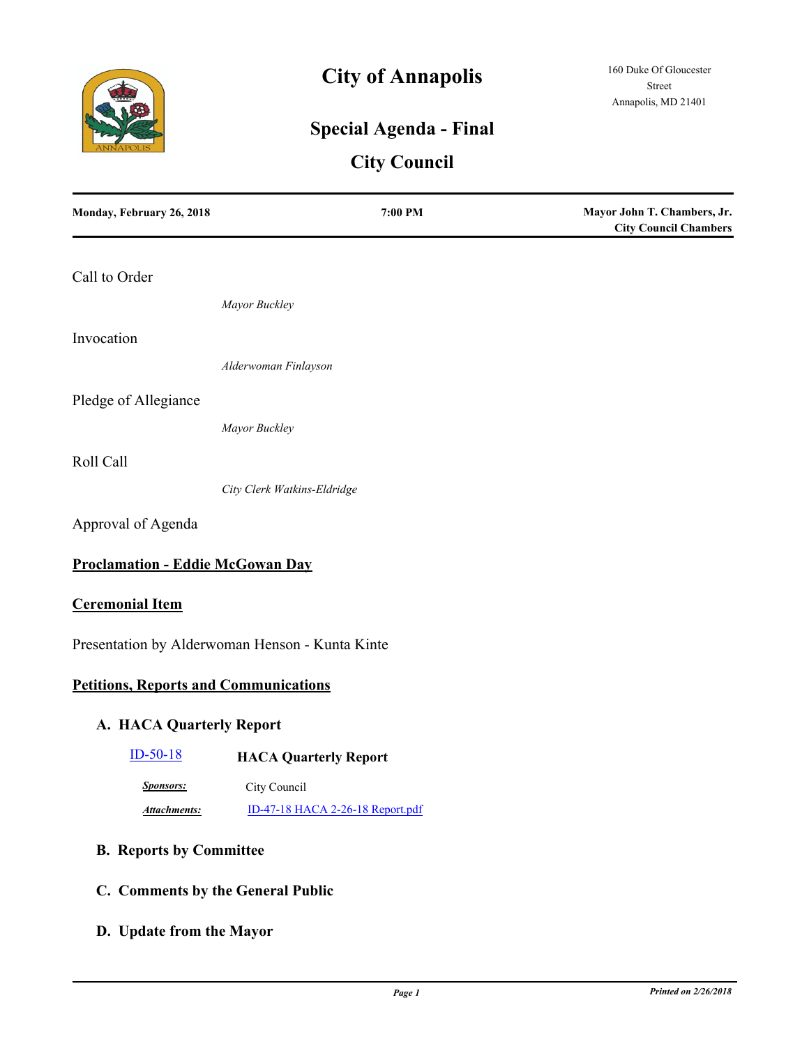# City of Annapolis

160 Duke Of Gloucester Street
Annapolis, MD 21401

## Special Agenda - Final

## City Council

**Monday, February 26, 2018** | **7:00 PM** | **Mayor John T. Chambers, Jr. City Council Chambers**

Call to Order

*Mayor Buckley*

Invocation

*Alderwoman Finlayson*

Pledge of Allegiance

*Mayor Buckley*

Roll Call

*City Clerk Watkins-Eldridge*

Approval of Agenda

**Proclamation - Eddie McGowan Day**

**Ceremonial Item**

Presentation by Alderwoman Henson - Kunta Kinte

**Petitions, Reports and Communications**

### A. HACA Quarterly Report

ID-50-18 **HACA Quarterly Report**

***Sponsors:*** City Council

***Attachments:*** ID-47-18 HACA 2-26-18 Report.pdf

### B. Reports by Committee

### C. Comments by the General Public

### D. Update from the Mayor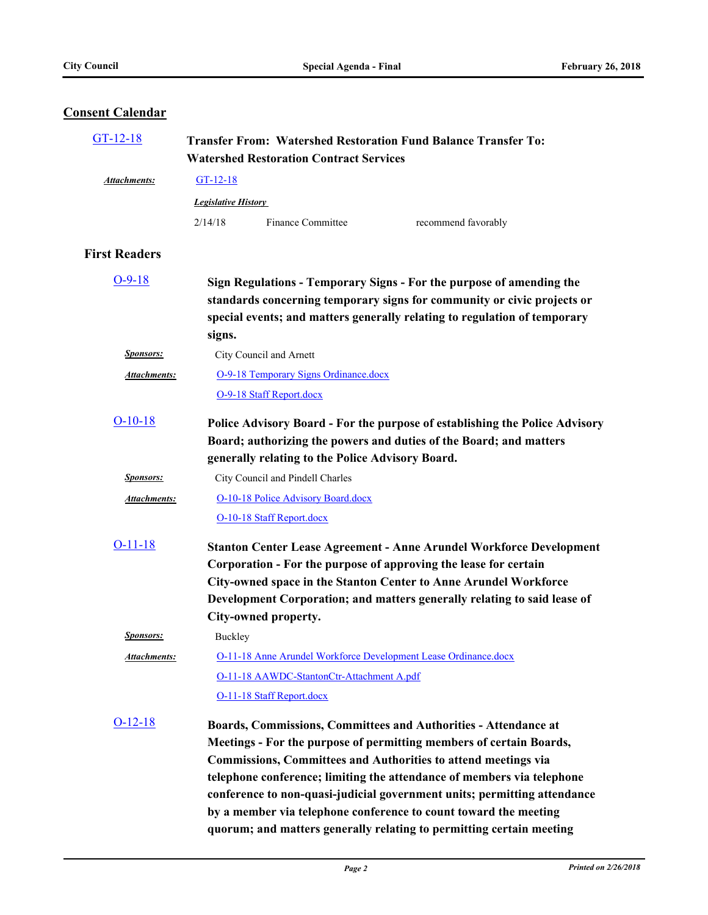## Consent Calendar

**GT-12-18** — **Transfer From: Watershed Restoration Fund Balance Transfer To: Watershed Restoration Contract Services**

***Attachments:*** GT-12-18

***Legislative History***

| | | |
|---|---|---|
| 2/14/18 | Finance Committee | recommend favorably |

### First Readers

**O-9-18** — **Sign Regulations - Temporary Signs - For the purpose of amending the standards concerning temporary signs for community or civic projects or special events; and matters generally relating to regulation of temporary signs.**

***Sponsors:*** City Council and Arnett

***Attachments:*** O-9-18 Temporary Signs Ordinance.docx
O-9-18 Staff Report.docx

**O-10-18** — **Police Advisory Board - For the purpose of establishing the Police Advisory Board; authorizing the powers and duties of the Board; and matters generally relating to the Police Advisory Board.**

***Sponsors:*** City Council and Pindell Charles

***Attachments:*** O-10-18 Police Advisory Board.docx
O-10-18 Staff Report.docx

**O-11-18** — **Stanton Center Lease Agreement - Anne Arundel Workforce Development Corporation - For the purpose of approving the lease for certain City-owned space in the Stanton Center to Anne Arundel Workforce Development Corporation; and matters generally relating to said lease of City-owned property.**

***Sponsors:*** Buckley

***Attachments:*** O-11-18 Anne Arundel Workforce Development Lease Ordinance.docx
O-11-18 AAWDC-StantonCtr-Attachment A.pdf
O-11-18 Staff Report.docx

**O-12-18** — **Boards, Commissions, Committees and Authorities - Attendance at Meetings - For the purpose of permitting members of certain Boards, Commissions, Committees and Authorities to attend meetings via telephone conference; limiting the attendance of members via telephone conference to non-quasi-judicial government units; permitting attendance by a member via telephone conference to count toward the meeting quorum; and matters generally relating to permitting certain meeting**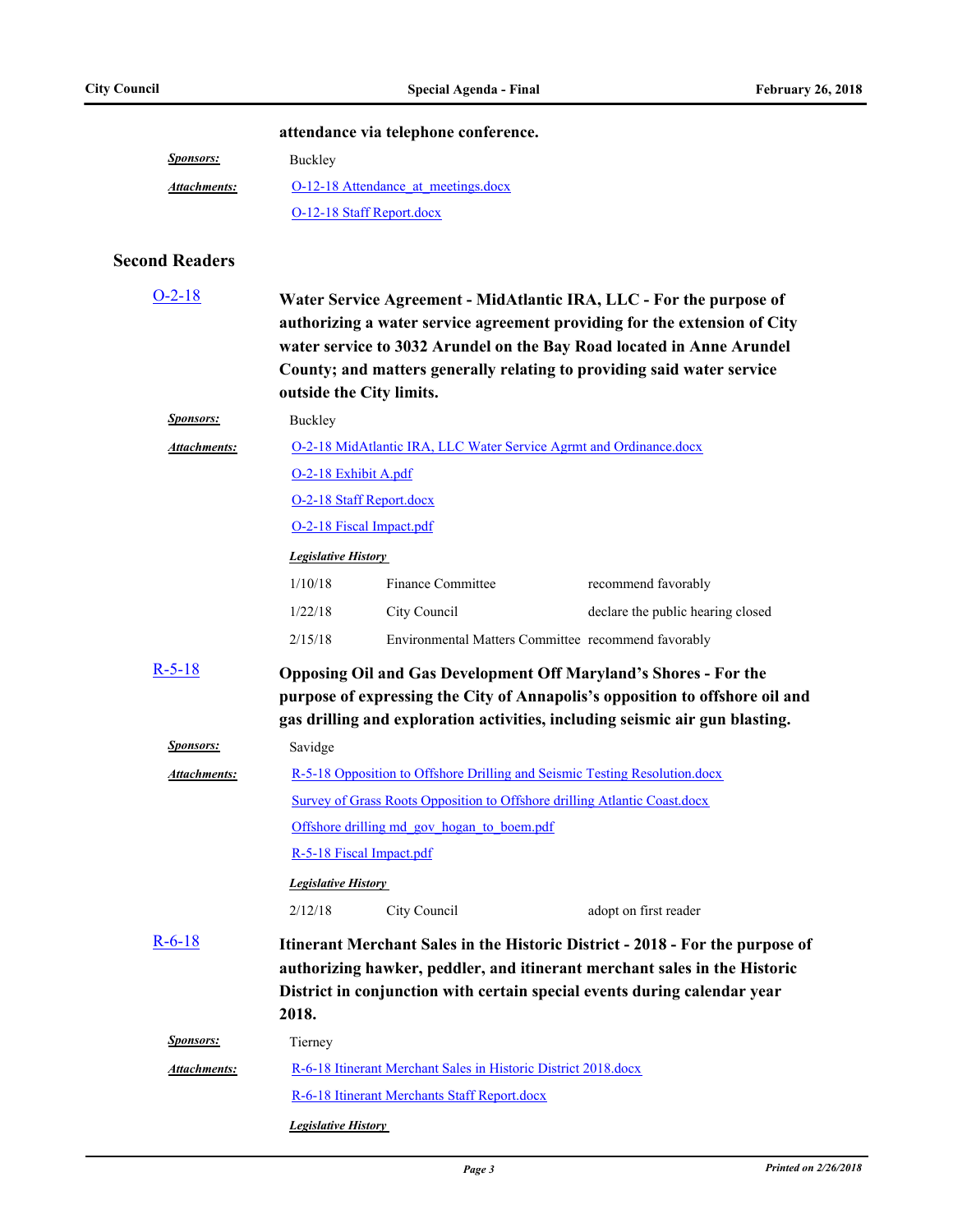**attendance via telephone conference.**

***Sponsors:*** Buckley

***Attachments:*** O-12-18 Attendance_at_meetings.docx

O-12-18 Staff Report.docx

## Second Readers

**O-2-18** **Water Service Agreement - MidAtlantic IRA, LLC - For the purpose of authorizing a water service agreement providing for the extension of City water service to 3032 Arundel on the Bay Road located in Anne Arundel County; and matters generally relating to providing said water service outside the City limits.**

***Sponsors:*** Buckley

***Attachments:*** O-2-18 MidAtlantic IRA, LLC Water Service Agrmt and Ordinance.docx

O-2-18 Exhibit A.pdf

O-2-18 Staff Report.docx

O-2-18 Fiscal Impact.pdf

***Legislative History***

| | | |
|---|---|---|
| 1/10/18 | Finance Committee | recommend favorably |
| 1/22/18 | City Council | declare the public hearing closed |
| 2/15/18 | Environmental Matters Committee | recommend favorably |

**R-5-18** **Opposing Oil and Gas Development Off Maryland's Shores - For the purpose of expressing the City of Annapolis's opposition to offshore oil and gas drilling and exploration activities, including seismic air gun blasting.**

***Sponsors:*** Savidge

***Attachments:*** R-5-18 Opposition to Offshore Drilling and Seismic Testing Resolution.docx

Survey of Grass Roots Opposition to Offshore drilling Atlantic Coast.docx

Offshore drilling md_gov_hogan_to_boem.pdf

R-5-18 Fiscal Impact.pdf

***Legislative History***

| | | |
|---|---|---|
| 2/12/18 | City Council | adopt on first reader |

**R-6-18** **Itinerant Merchant Sales in the Historic District - 2018 - For the purpose of authorizing hawker, peddler, and itinerant merchant sales in the Historic District in conjunction with certain special events during calendar year 2018.**

***Sponsors:*** Tierney

***Attachments:*** R-6-18 Itinerant Merchant Sales in Historic District 2018.docx

R-6-18 Itinerant Merchants Staff Report.docx

***Legislative History***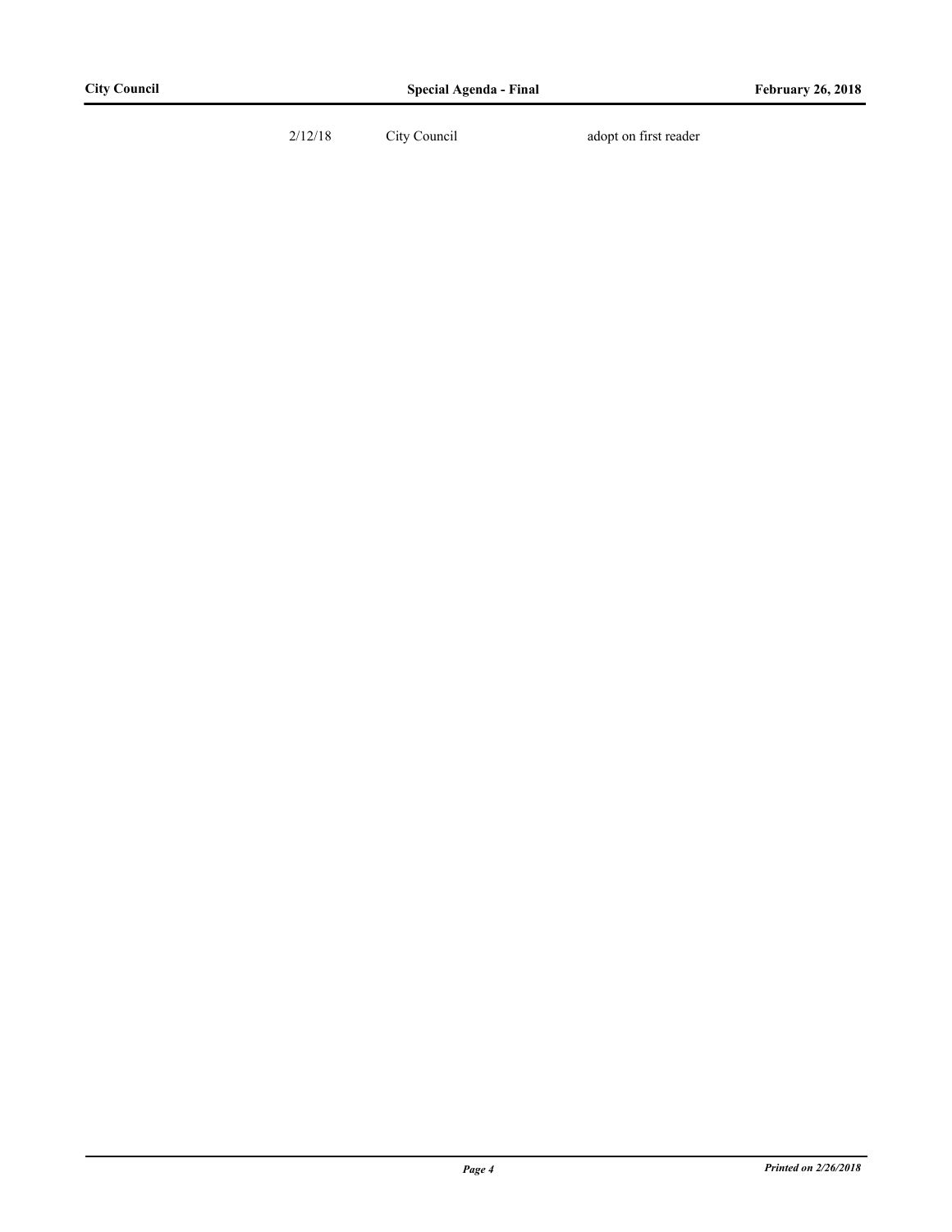| | | |
|---|---|---|
| 2/12/18 | City Council | adopt on first reader |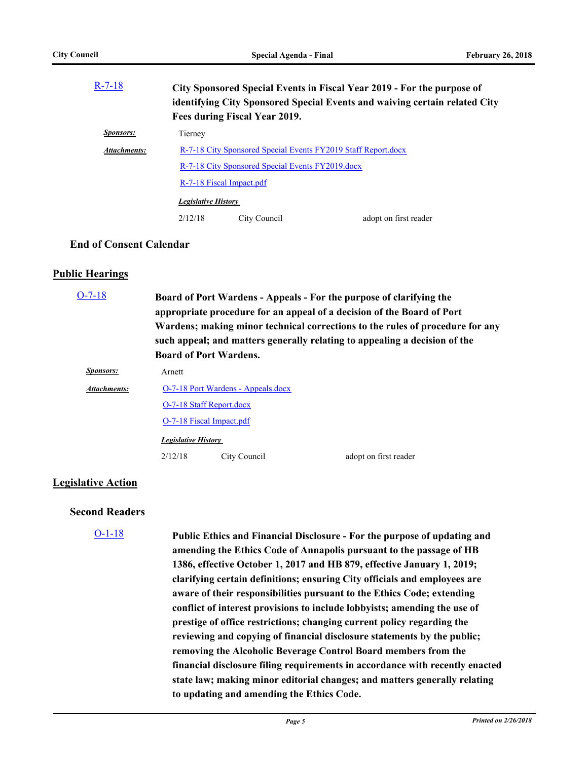[R-7-18](#)

**City Sponsored Special Events in Fiscal Year 2019 - For the purpose of identifying City Sponsored Special Events and waiving certain related City Fees during Fiscal Year 2019.**

***Sponsors:*** Tierney

***Attachments:*** [R-7-18 City Sponsored Special Events FY2019 Staff Report.docx](#)
[R-7-18 City Sponsored Special Events FY2019.docx](#)
[R-7-18 Fiscal Impact.pdf](#)

***Legislative History***

| 2/12/18 | City Council | adopt on first reader |
|---|---|---|

### End of Consent Calendar

## Public Hearings

[O-7-18](#)

**Board of Port Wardens - Appeals - For the purpose of clarifying the appropriate procedure for an appeal of a decision of the Board of Port Wardens; making minor technical corrections to the rules of procedure for any such appeal; and matters generally relating to appealing a decision of the Board of Port Wardens.**

***Sponsors:*** Arnett

***Attachments:*** [O-7-18 Port Wardens - Appeals.docx](#)
[O-7-18 Staff Report.docx](#)
[O-7-18 Fiscal Impact.pdf](#)

***Legislative History***

| 2/12/18 | City Council | adopt on first reader |
|---|---|---|

## Legislative Action

### Second Readers

[O-1-18](#)

**Public Ethics and Financial Disclosure - For the purpose of updating and amending the Ethics Code of Annapolis pursuant to the passage of HB 1386, effective October 1, 2017 and HB 879, effective January 1, 2019; clarifying certain definitions; ensuring City officials and employees are aware of their responsibilities pursuant to the Ethics Code; extending conflict of interest provisions to include lobbyists; amending the use of prestige of office restrictions; changing current policy regarding the reviewing and copying of financial disclosure statements by the public; removing the Alcoholic Beverage Control Board members from the financial disclosure filing requirements in accordance with recently enacted state law; making minor editorial changes; and matters generally relating to updating and amending the Ethics Code.**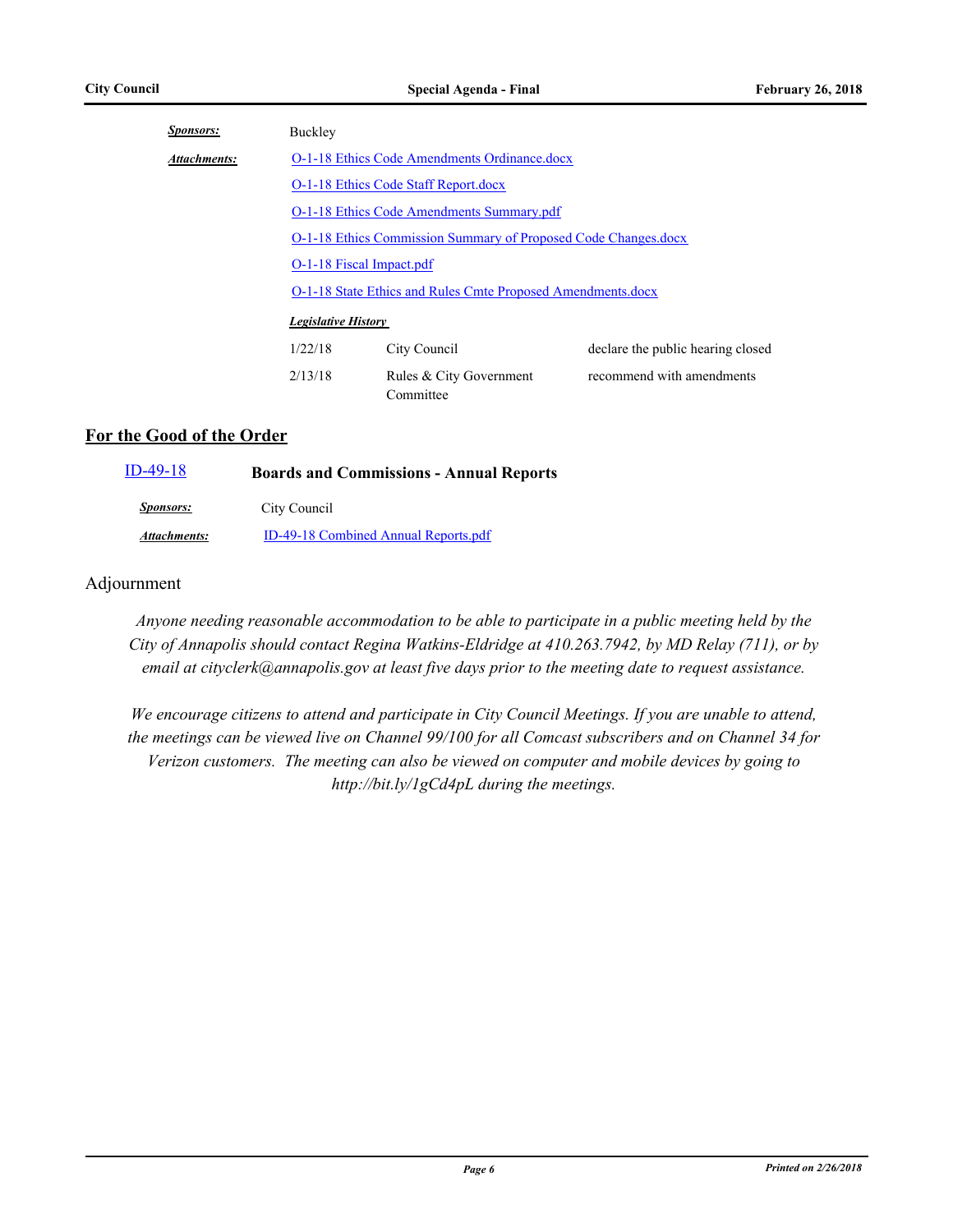***Sponsors:*** Buckley

***Attachments:***

O-1-18 Ethics Code Amendments Ordinance.docx

O-1-18 Ethics Code Staff Report.docx

O-1-18 Ethics Code Amendments Summary.pdf

O-1-18 Ethics Commission Summary of Proposed Code Changes.docx

O-1-18 Fiscal Impact.pdf

O-1-18 State Ethics and Rules Cmte Proposed Amendments.docx

***Legislative History***

| | | |
|---|---|---|
| 1/22/18 | City Council | declare the public hearing closed |
| 2/13/18 | Rules & City Government Committee | recommend with amendments |

## For the Good of the Order

**ID-49-18** **Boards and Commissions - Annual Reports**

***Sponsors:*** City Council

***Attachments:*** ID-49-18 Combined Annual Reports.pdf

## Adjournment

*Anyone needing reasonable accommodation to be able to participate in a public meeting held by the City of Annapolis should contact Regina Watkins-Eldridge at 410.263.7942, by MD Relay (711), or by email at cityclerk@annapolis.gov at least five days prior to the meeting date to request assistance.*

*We encourage citizens to attend and participate in City Council Meetings. If you are unable to attend, the meetings can be viewed live on Channel 99/100 for all Comcast subscribers and on Channel 34 for Verizon customers. The meeting can also be viewed on computer and mobile devices by going to http://bit.ly/1gCd4pL during the meetings.*